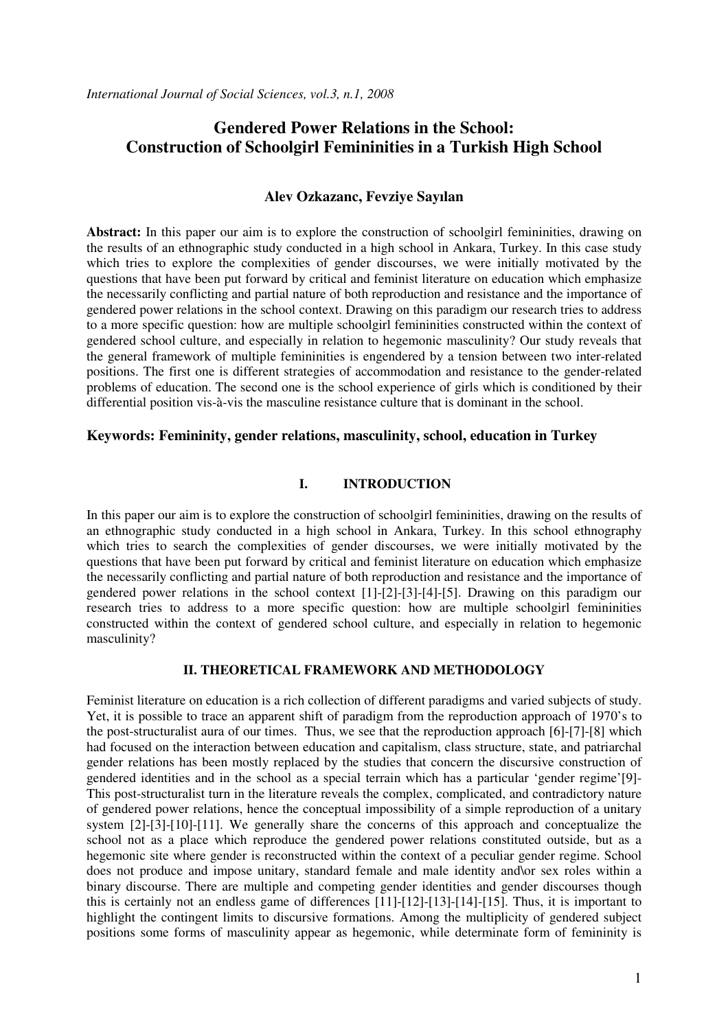*International Journal of Social Sciences, vol.3, n.1, 2008*

# Gendered Power Relations in the School: Construction of Schoolgirl Femininities in a Turkish High School

**Alev Ozkazanc, Fevziye Sayılan**

**Abstract:** In this paper our aim is to explore the construction of schoolgirl femininities, drawing on the results of an ethnographic study conducted in a high school in Ankara, Turkey. In this case study which tries to explore the complexities of gender discourses, we were initially motivated by the questions that have been put forward by critical and feminist literature on education which emphasize the necessarily conflicting and partial nature of both reproduction and resistance and the importance of gendered power relations in the school context. Drawing on this paradigm our research tries to address to a more specific question: how are multiple schoolgirl femininities constructed within the context of gendered school culture, and especially in relation to hegemonic masculinity? Our study reveals that the general framework of multiple femininities is engendered by a tension between two inter-related positions. The first one is different strategies of accommodation and resistance to the gender-related problems of education. The second one is the school experience of girls which is conditioned by their differential position vis-à-vis the masculine resistance culture that is dominant in the school.

**Keywords: Femininity, gender relations, masculinity, school, education in Turkey**

## I. INTRODUCTION

In this paper our aim is to explore the construction of schoolgirl femininities, drawing on the results of an ethnographic study conducted in a high school in Ankara, Turkey. In this school ethnography which tries to search the complexities of gender discourses, we were initially motivated by the questions that have been put forward by critical and feminist literature on education which emphasize the necessarily conflicting and partial nature of both reproduction and resistance and the importance of gendered power relations in the school context [1]-[2]-[3]-[4]-[5]. Drawing on this paradigm our research tries to address to a more specific question: how are multiple schoolgirl femininities constructed within the context of gendered school culture, and especially in relation to hegemonic masculinity?

## II. THEORETICAL FRAMEWORK AND METHODOLOGY

Feminist literature on education is a rich collection of different paradigms and varied subjects of study. Yet, it is possible to trace an apparent shift of paradigm from the reproduction approach of 1970's to the post-structuralist aura of our times. Thus, we see that the reproduction approach [6]-[7]-[8] which had focused on the interaction between education and capitalism, class structure, state, and patriarchal gender relations has been mostly replaced by the studies that concern the discursive construction of gendered identities and in the school as a special terrain which has a particular 'gender regime'[9]- This post-structuralist turn in the literature reveals the complex, complicated, and contradictory nature of gendered power relations, hence the conceptual impossibility of a simple reproduction of a unitary system [2]-[3]-[10]-[11]. We generally share the concerns of this approach and conceptualize the school not as a place which reproduce the gendered power relations constituted outside, but as a hegemonic site where gender is reconstructed within the context of a peculiar gender regime. School does not produce and impose unitary, standard female and male identity and\or sex roles within a binary discourse. There are multiple and competing gender identities and gender discourses though this is certainly not an endless game of differences [11]-[12]-[13]-[14]-[15]. Thus, it is important to highlight the contingent limits to discursive formations. Among the multiplicity of gendered subject positions some forms of masculinity appear as hegemonic, while determinate form of femininity is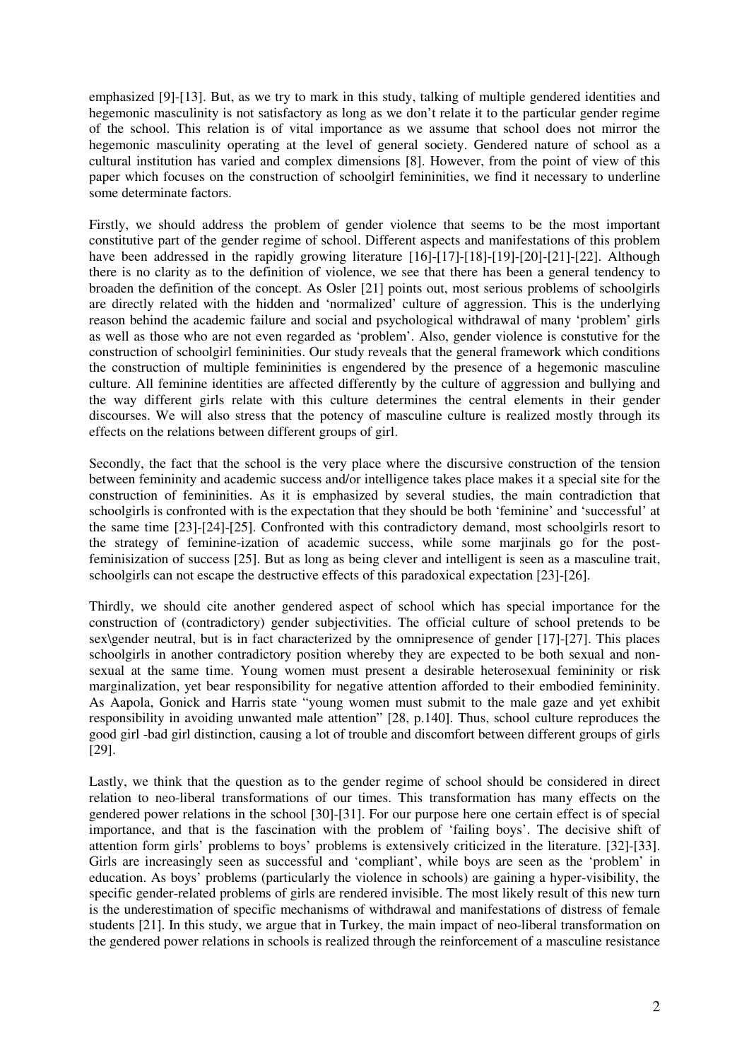emphasized [9]-[13]. But, as we try to mark in this study, talking of multiple gendered identities and hegemonic masculinity is not satisfactory as long as we don't relate it to the particular gender regime of the school. This relation is of vital importance as we assume that school does not mirror the hegemonic masculinity operating at the level of general society. Gendered nature of school as a cultural institution has varied and complex dimensions [8]. However, from the point of view of this paper which focuses on the construction of schoolgirl femininities, we find it necessary to underline some determinate factors.

Firstly, we should address the problem of gender violence that seems to be the most important constitutive part of the gender regime of school. Different aspects and manifestations of this problem have been addressed in the rapidly growing literature [16]-[17]-[18]-[19]-[20]-[21]-[22]. Although there is no clarity as to the definition of violence, we see that there has been a general tendency to broaden the definition of the concept. As Osler [21] points out, most serious problems of schoolgirls are directly related with the hidden and 'normalized' culture of aggression. This is the underlying reason behind the academic failure and social and psychological withdrawal of many 'problem' girls as well as those who are not even regarded as 'problem'. Also, gender violence is constutive for the construction of schoolgirl femininities. Our study reveals that the general framework which conditions the construction of multiple femininities is engendered by the presence of a hegemonic masculine culture. All feminine identities are affected differently by the culture of aggression and bullying and the way different girls relate with this culture determines the central elements in their gender discourses. We will also stress that the potency of masculine culture is realized mostly through its effects on the relations between different groups of girl.

Secondly, the fact that the school is the very place where the discursive construction of the tension between femininity and academic success and/or intelligence takes place makes it a special site for the construction of femininities. As it is emphasized by several studies, the main contradiction that schoolgirls is confronted with is the expectation that they should be both 'feminine' and 'successful' at the same time [23]-[24]-[25]. Confronted with this contradictory demand, most schoolgirls resort to the strategy of feminine-ization of academic success, while some marjinals go for the post-feminisization of success [25]. But as long as being clever and intelligent is seen as a masculine trait, schoolgirls can not escape the destructive effects of this paradoxical expectation [23]-[26].

Thirdly, we should cite another gendered aspect of school which has special importance for the construction of (contradictory) gender subjectivities. The official culture of school pretends to be sex\gender neutral, but is in fact characterized by the omnipresence of gender [17]-[27]. This places schoolgirls in another contradictory position whereby they are expected to be both sexual and non-sexual at the same time. Young women must present a desirable heterosexual femininity or risk marginalization, yet bear responsibility for negative attention afforded to their embodied femininity. As Aapola, Gonick and Harris state "young women must submit to the male gaze and yet exhibit responsibility in avoiding unwanted male attention" [28, p.140]. Thus, school culture reproduces the good girl -bad girl distinction, causing a lot of trouble and discomfort between different groups of girls [29].

Lastly, we think that the question as to the gender regime of school should be considered in direct relation to neo-liberal transformations of our times. This transformation has many effects on the gendered power relations in the school [30]-[31]. For our purpose here one certain effect is of special importance, and that is the fascination with the problem of 'failing boys'. The decisive shift of attention form girls' problems to boys' problems is extensively criticized in the literature. [32]-[33]. Girls are increasingly seen as successful and 'compliant', while boys are seen as the 'problem' in education. As boys' problems (particularly the violence in schools) are gaining a hyper-visibility, the specific gender-related problems of girls are rendered invisible. The most likely result of this new turn is the underestimation of specific mechanisms of withdrawal and manifestations of distress of female students [21]. In this study, we argue that in Turkey, the main impact of neo-liberal transformation on the gendered power relations in schools is realized through the reinforcement of a masculine resistance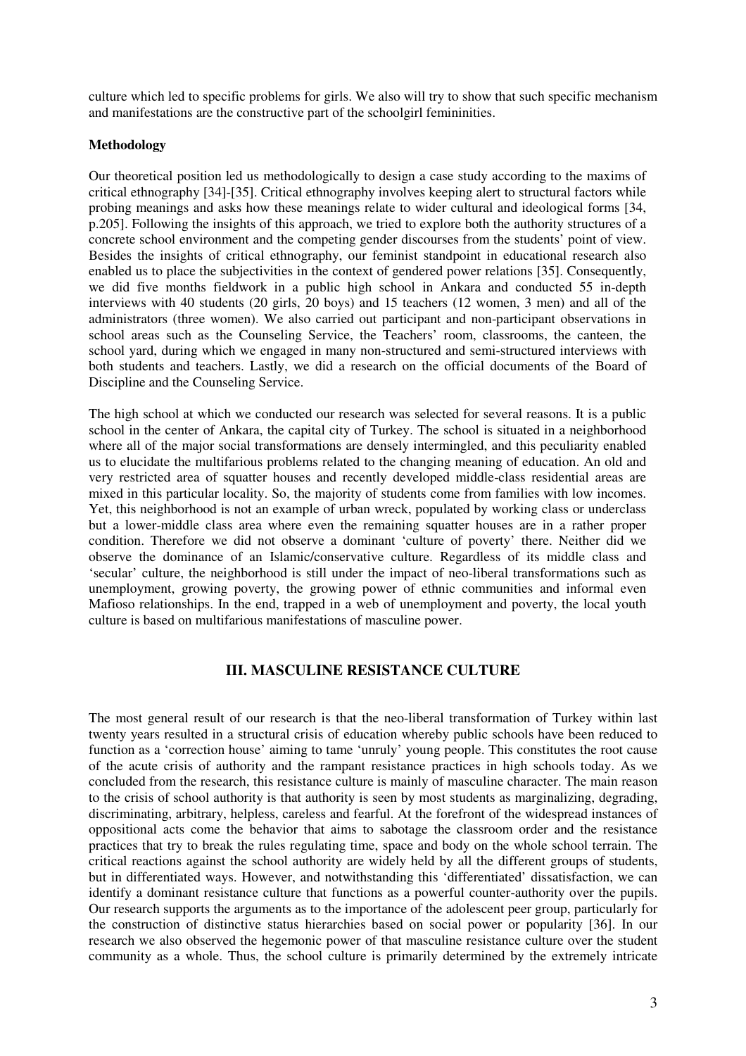culture which led to specific problems for girls. We also will try to show that such specific mechanism and manifestations are the constructive part of the schoolgirl femininities.

**Methodology**

Our theoretical position led us methodologically to design a case study according to the maxims of critical ethnography [34]-[35]. Critical ethnography involves keeping alert to structural factors while probing meanings and asks how these meanings relate to wider cultural and ideological forms [34, p.205]. Following the insights of this approach, we tried to explore both the authority structures of a concrete school environment and the competing gender discourses from the students' point of view. Besides the insights of critical ethnography, our feminist standpoint in educational research also enabled us to place the subjectivities in the context of gendered power relations [35]. Consequently, we did five months fieldwork in a public high school in Ankara and conducted 55 in-depth interviews with 40 students (20 girls, 20 boys) and 15 teachers (12 women, 3 men) and all of the administrators (three women). We also carried out participant and non-participant observations in school areas such as the Counseling Service, the Teachers' room, classrooms, the canteen, the school yard, during which we engaged in many non-structured and semi-structured interviews with both students and teachers. Lastly, we did a research on the official documents of the Board of Discipline and the Counseling Service.

The high school at which we conducted our research was selected for several reasons. It is a public school in the center of Ankara, the capital city of Turkey. The school is situated in a neighborhood where all of the major social transformations are densely intermingled, and this peculiarity enabled us to elucidate the multifarious problems related to the changing meaning of education. An old and very restricted area of squatter houses and recently developed middle-class residential areas are mixed in this particular locality. So, the majority of students come from families with low incomes. Yet, this neighborhood is not an example of urban wreck, populated by working class or underclass but a lower-middle class area where even the remaining squatter houses are in a rather proper condition. Therefore we did not observe a dominant 'culture of poverty' there. Neither did we observe the dominance of an Islamic/conservative culture. Regardless of its middle class and 'secular' culture, the neighborhood is still under the impact of neo-liberal transformations such as unemployment, growing poverty, the growing power of ethnic communities and informal even Mafioso relationships. In the end, trapped in a web of unemployment and poverty, the local youth culture is based on multifarious manifestations of masculine power.

## III. MASCULINE RESISTANCE CULTURE

The most general result of our research is that the neo-liberal transformation of Turkey within last twenty years resulted in a structural crisis of education whereby public schools have been reduced to function as a 'correction house' aiming to tame 'unruly' young people. This constitutes the root cause of the acute crisis of authority and the rampant resistance practices in high schools today. As we concluded from the research, this resistance culture is mainly of masculine character. The main reason to the crisis of school authority is that authority is seen by most students as marginalizing, degrading, discriminating, arbitrary, helpless, careless and fearful. At the forefront of the widespread instances of oppositional acts come the behavior that aims to sabotage the classroom order and the resistance practices that try to break the rules regulating time, space and body on the whole school terrain. The critical reactions against the school authority are widely held by all the different groups of students, but in differentiated ways. However, and notwithstanding this 'differentiated' dissatisfaction, we can identify a dominant resistance culture that functions as a powerful counter-authority over the pupils. Our research supports the arguments as to the importance of the adolescent peer group, particularly for the construction of distinctive status hierarchies based on social power or popularity [36]. In our research we also observed the hegemonic power of that masculine resistance culture over the student community as a whole. Thus, the school culture is primarily determined by the extremely intricate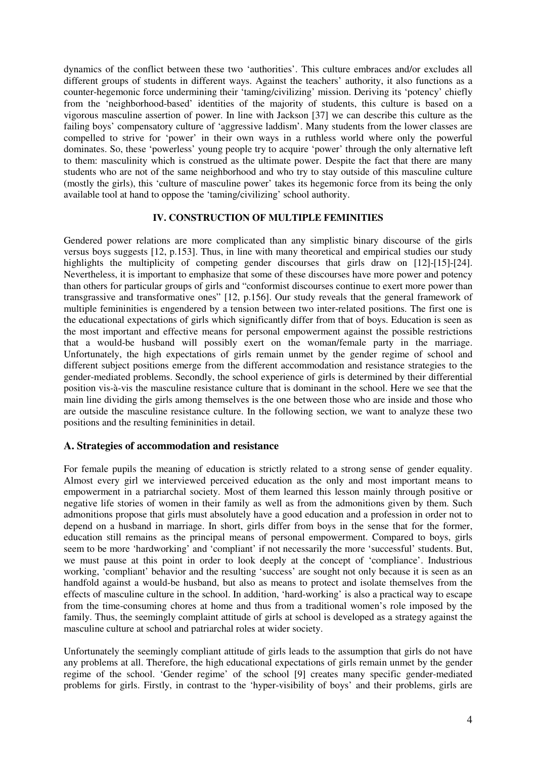dynamics of the conflict between these two 'authorities'. This culture embraces and/or excludes all different groups of students in different ways. Against the teachers' authority, it also functions as a counter-hegemonic force undermining their 'taming/civilizing' mission. Deriving its 'potency' chiefly from the 'neighborhood-based' identities of the majority of students, this culture is based on a vigorous masculine assertion of power. In line with Jackson [37] we can describe this culture as the failing boys' compensatory culture of 'aggressive laddism'. Many students from the lower classes are compelled to strive for 'power' in their own ways in a ruthless world where only the powerful dominates. So, these 'powerless' young people try to acquire 'power' through the only alternative left to them: masculinity which is construed as the ultimate power. Despite the fact that there are many students who are not of the same neighborhood and who try to stay outside of this masculine culture (mostly the girls), this 'culture of masculine power' takes its hegemonic force from its being the only available tool at hand to oppose the 'taming/civilizing' school authority.

## IV. CONSTRUCTION OF MULTIPLE FEMINITIES

Gendered power relations are more complicated than any simplistic binary discourse of the girls versus boys suggests [12, p.153]. Thus, in line with many theoretical and empirical studies our study highlights the multiplicity of competing gender discourses that girls draw on [12]-[15]-[24]. Nevertheless, it is important to emphasize that some of these discourses have more power and potency than others for particular groups of girls and "conformist discourses continue to exert more power than transgressive and transformative ones" [12, p.156]. Our study reveals that the general framework of multiple femininities is engendered by a tension between two inter-related positions. The first one is the educational expectations of girls which significantly differ from that of boys. Education is seen as the most important and effective means for personal empowerment against the possible restrictions that a would-be husband will possibly exert on the woman/female party in the marriage. Unfortunately, the high expectations of girls remain unmet by the gender regime of school and different subject positions emerge from the different accommodation and resistance strategies to the gender-mediated problems. Secondly, the school experience of girls is determined by their differential position vis-à-vis the masculine resistance culture that is dominant in the school. Here we see that the main line dividing the girls among themselves is the one between those who are inside and those who are outside the masculine resistance culture. In the following section, we want to analyze these two positions and the resulting femininities in detail.

### A. Strategies of accommodation and resistance

For female pupils the meaning of education is strictly related to a strong sense of gender equality. Almost every girl we interviewed perceived education as the only and most important means to empowerment in a patriarchal society. Most of them learned this lesson mainly through positive or negative life stories of women in their family as well as from the admonitions given by them. Such admonitions propose that girls must absolutely have a good education and a profession in order not to depend on a husband in marriage. In short, girls differ from boys in the sense that for the former, education still remains as the principal means of personal empowerment. Compared to boys, girls seem to be more 'hardworking' and 'compliant' if not necessarily the more 'successful' students. But, we must pause at this point in order to look deeply at the concept of 'compliance'. Industrious working, 'compliant' behavior and the resulting 'success' are sought not only because it is seen as an handfold against a would-be husband, but also as means to protect and isolate themselves from the effects of masculine culture in the school. In addition, 'hard-working' is also a practical way to escape from the time-consuming chores at home and thus from a traditional women's role imposed by the family. Thus, the seemingly complaint attitude of girls at school is developed as a strategy against the masculine culture at school and patriarchal roles at wider society.

Unfortunately the seemingly compliant attitude of girls leads to the assumption that girls do not have any problems at all. Therefore, the high educational expectations of girls remain unmet by the gender regime of the school. 'Gender regime' of the school [9] creates many specific gender-mediated problems for girls. Firstly, in contrast to the 'hyper-visibility of boys' and their problems, girls are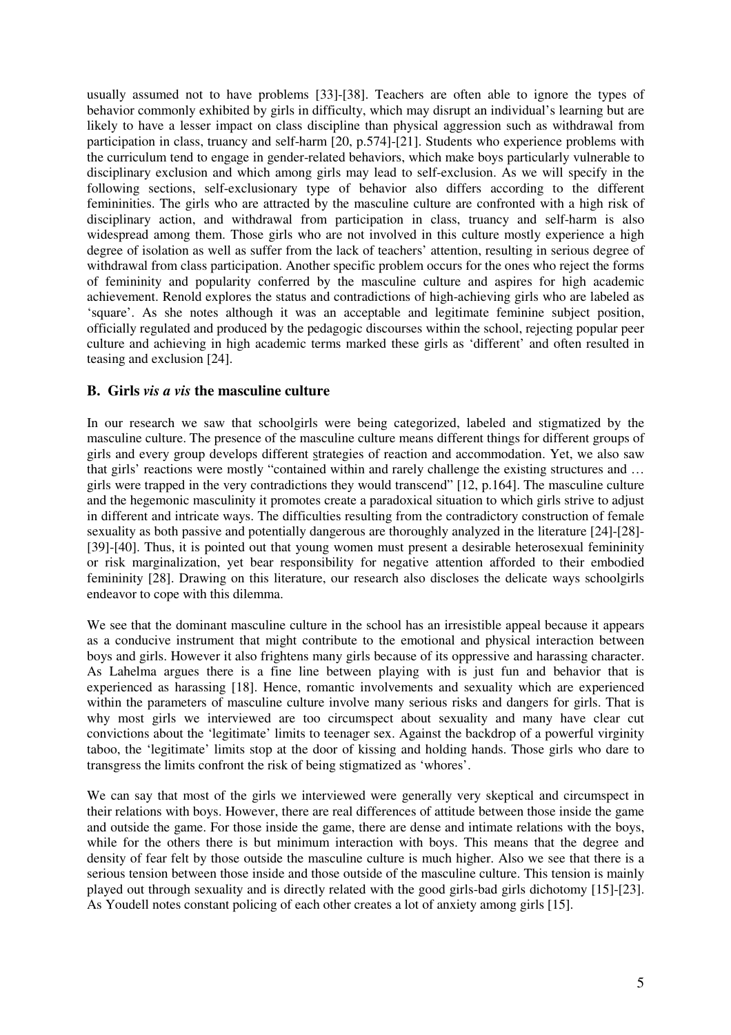usually assumed not to have problems [33]-[38]. Teachers are often able to ignore the types of behavior commonly exhibited by girls in difficulty, which may disrupt an individual's learning but are likely to have a lesser impact on class discipline than physical aggression such as withdrawal from participation in class, truancy and self-harm [20, p.574]-[21]. Students who experience problems with the curriculum tend to engage in gender-related behaviors, which make boys particularly vulnerable to disciplinary exclusion and which among girls may lead to self-exclusion. As we will specify in the following sections, self-exclusionary type of behavior also differs according to the different femininities. The girls who are attracted by the masculine culture are confronted with a high risk of disciplinary action, and withdrawal from participation in class, truancy and self-harm is also widespread among them. Those girls who are not involved in this culture mostly experience a high degree of isolation as well as suffer from the lack of teachers' attention, resulting in serious degree of withdrawal from class participation. Another specific problem occurs for the ones who reject the forms of femininity and popularity conferred by the masculine culture and aspires for high academic achievement. Renold explores the status and contradictions of high-achieving girls who are labeled as 'square'. As she notes although it was an acceptable and legitimate feminine subject position, officially regulated and produced by the pedagogic discourses within the school, rejecting popular peer culture and achieving in high academic terms marked these girls as 'different' and often resulted in teasing and exclusion [24].

## B. Girls *vis a vis* the masculine culture

In our research we saw that schoolgirls were being categorized, labeled and stigmatized by the masculine culture. The presence of the masculine culture means different things for different groups of girls and every group develops different strategies of reaction and accommodation. Yet, we also saw that girls' reactions were mostly "contained within and rarely challenge the existing structures and … girls were trapped in the very contradictions they would transcend" [12, p.164]. The masculine culture and the hegemonic masculinity it promotes create a paradoxical situation to which girls strive to adjust in different and intricate ways. The difficulties resulting from the contradictory construction of female sexuality as both passive and potentially dangerous are thoroughly analyzed in the literature [24]-[28]-[39]-[40]. Thus, it is pointed out that young women must present a desirable heterosexual femininity or risk marginalization, yet bear responsibility for negative attention afforded to their embodied femininity [28]. Drawing on this literature, our research also discloses the delicate ways schoolgirls endeavor to cope with this dilemma.

We see that the dominant masculine culture in the school has an irresistible appeal because it appears as a conducive instrument that might contribute to the emotional and physical interaction between boys and girls. However it also frightens many girls because of its oppressive and harassing character. As Lahelma argues there is a fine line between playing with is just fun and behavior that is experienced as harassing [18]. Hence, romantic involvements and sexuality which are experienced within the parameters of masculine culture involve many serious risks and dangers for girls. That is why most girls we interviewed are too circumspect about sexuality and many have clear cut convictions about the 'legitimate' limits to teenager sex. Against the backdrop of a powerful virginity taboo, the 'legitimate' limits stop at the door of kissing and holding hands. Those girls who dare to transgress the limits confront the risk of being stigmatized as 'whores'.

We can say that most of the girls we interviewed were generally very skeptical and circumspect in their relations with boys. However, there are real differences of attitude between those inside the game and outside the game. For those inside the game, there are dense and intimate relations with the boys, while for the others there is but minimum interaction with boys. This means that the degree and density of fear felt by those outside the masculine culture is much higher. Also we see that there is a serious tension between those inside and those outside of the masculine culture. This tension is mainly played out through sexuality and is directly related with the good girls-bad girls dichotomy [15]-[23]. As Youdell notes constant policing of each other creates a lot of anxiety among girls [15].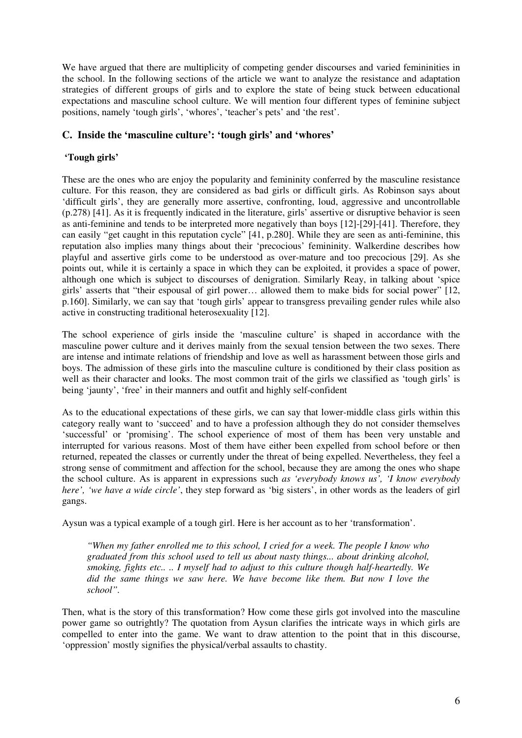We have argued that there are multiplicity of competing gender discourses and varied femininities in the school. In the following sections of the article we want to analyze the resistance and adaptation strategies of different groups of girls and to explore the state of being stuck between educational expectations and masculine school culture. We will mention four different types of feminine subject positions, namely 'tough girls', 'whores', 'teacher's pets' and 'the rest'.

## C. Inside the 'masculine culture': 'tough girls' and 'whores'

### 'Tough girls'

These are the ones who are enjoy the popularity and femininity conferred by the masculine resistance culture. For this reason, they are considered as bad girls or difficult girls. As Robinson says about 'difficult girls', they are generally more assertive, confronting, loud, aggressive and uncontrollable (p.278) [41]. As it is frequently indicated in the literature, girls' assertive or disruptive behavior is seen as anti-feminine and tends to be interpreted more negatively than boys [12]-[29]-[41]. Therefore, they can easily "get caught in this reputation cycle" [41, p.280]. While they are seen as anti-feminine, this reputation also implies many things about their 'precocious' femininity. Walkerdine describes how playful and assertive girls come to be understood as over-mature and too precocious [29]. As she points out, while it is certainly a space in which they can be exploited, it provides a space of power, although one which is subject to discourses of denigration. Similarly Reay, in talking about 'spice girls' asserts that "their espousal of girl power… allowed them to make bids for social power" [12, p.160]. Similarly, we can say that 'tough girls' appear to transgress prevailing gender rules while also active in constructing traditional heterosexuality [12].

The school experience of girls inside the 'masculine culture' is shaped in accordance with the masculine power culture and it derives mainly from the sexual tension between the two sexes. There are intense and intimate relations of friendship and love as well as harassment between those girls and boys. The admission of these girls into the masculine culture is conditioned by their class position as well as their character and looks. The most common trait of the girls we classified as 'tough girls' is being 'jaunty', 'free' in their manners and outfit and highly self-confident

As to the educational expectations of these girls, we can say that lower-middle class girls within this category really want to 'succeed' and to have a profession although they do not consider themselves 'successful' or 'promising'. The school experience of most of them has been very unstable and interrupted for various reasons. Most of them have either been expelled from school before or then returned, repeated the classes or currently under the threat of being expelled. Nevertheless, they feel a strong sense of commitment and affection for the school, because they are among the ones who shape the school culture. As is apparent in expressions such *as 'everybody knows us', 'I know everybody here', 'we have a wide circle'*, they step forward as 'big sisters', in other words as the leaders of girl gangs.

Aysun was a typical example of a tough girl. Here is her account as to her 'transformation'.

> *"When my father enrolled me to this school, I cried for a week. The people I know who graduated from this school used to tell us about nasty things... about drinking alcohol, smoking, fights etc.. .. I myself had to adjust to this culture though half-heartedly. We did the same things we saw here. We have become like them. But now I love the school".*

Then, what is the story of this transformation? How come these girls got involved into the masculine power game so outrightly? The quotation from Aysun clarifies the intricate ways in which girls are compelled to enter into the game. We want to draw attention to the point that in this discourse, 'oppression' mostly signifies the physical/verbal assaults to chastity.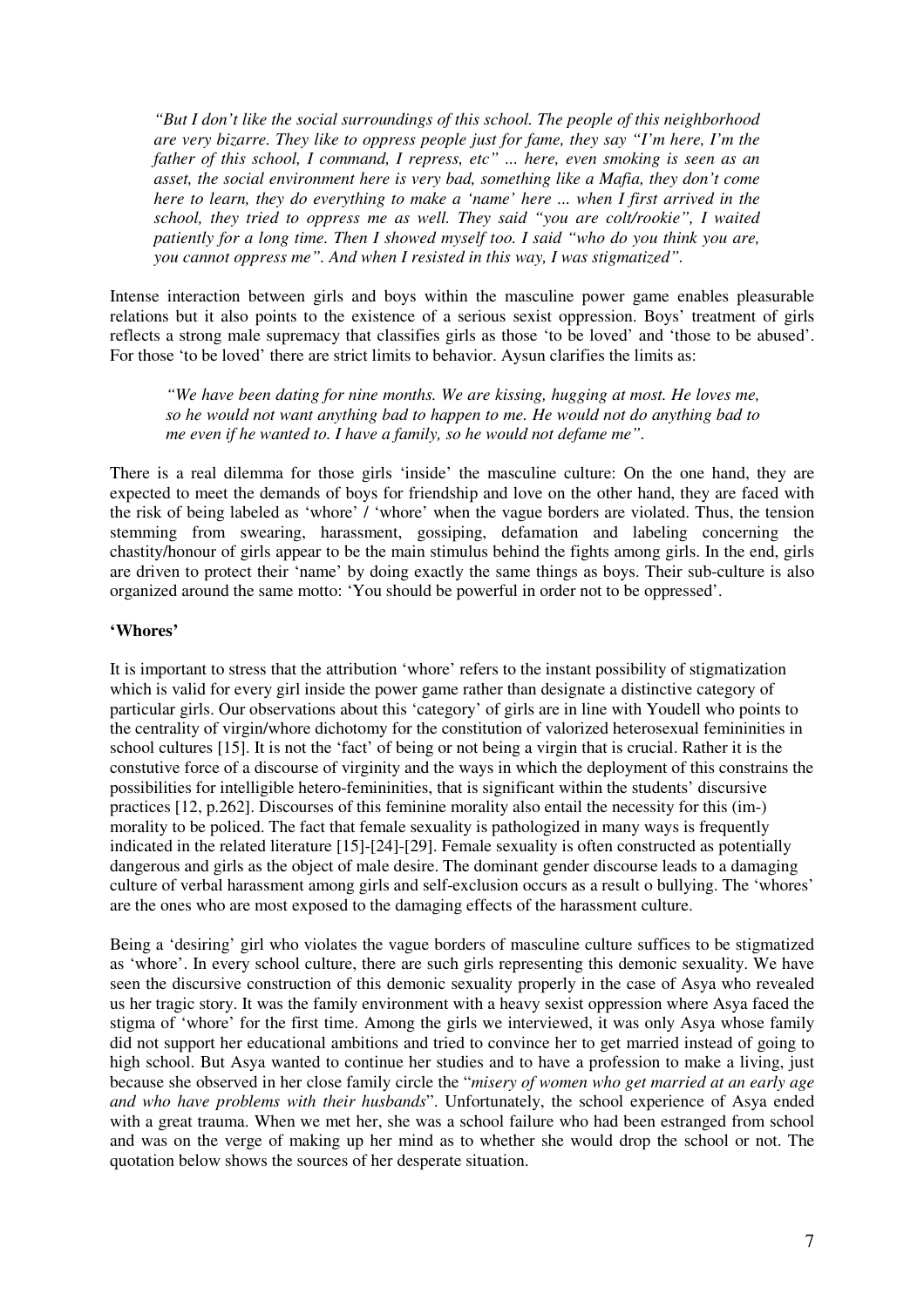> *"But I don't like the social surroundings of this school. The people of this neighborhood are very bizarre. They like to oppress people just for fame, they say "I'm here, I'm the father of this school, I command, I repress, etc" ... here, even smoking is seen as an asset, the social environment here is very bad, something like a Mafia, they don't come here to learn, they do everything to make a 'name' here ... when I first arrived in the school, they tried to oppress me as well. They said "you are colt/rookie", I waited patiently for a long time. Then I showed myself too. I said "who do you think you are, you cannot oppress me". And when I resisted in this way, I was stigmatized".*

Intense interaction between girls and boys within the masculine power game enables pleasurable relations but it also points to the existence of a serious sexist oppression. Boys' treatment of girls reflects a strong male supremacy that classifies girls as those 'to be loved' and 'those to be abused'. For those 'to be loved' there are strict limits to behavior. Aysun clarifies the limits as:

> *"We have been dating for nine months. We are kissing, hugging at most. He loves me, so he would not want anything bad to happen to me. He would not do anything bad to me even if he wanted to. I have a family, so he would not defame me".*

There is a real dilemma for those girls 'inside' the masculine culture: On the one hand, they are expected to meet the demands of boys for friendship and love on the other hand, they are faced with the risk of being labeled as 'whore' / 'whore' when the vague borders are violated. Thus, the tension stemming from swearing, harassment, gossiping, defamation and labeling concerning the chastity/honour of girls appear to be the main stimulus behind the fights among girls. In the end, girls are driven to protect their 'name' by doing exactly the same things as boys. Their sub-culture is also organized around the same motto: 'You should be powerful in order not to be oppressed'.

### 'Whores'

It is important to stress that the attribution 'whore' refers to the instant possibility of stigmatization which is valid for every girl inside the power game rather than designate a distinctive category of particular girls. Our observations about this 'category' of girls are in line with Youdell who points to the centrality of virgin/whore dichotomy for the constitution of valorized heterosexual femininities in school cultures [15]. It is not the 'fact' of being or not being a virgin that is crucial. Rather it is the constutive force of a discourse of virginity and the ways in which the deployment of this constrains the possibilities for intelligible hetero-femininities, that is significant within the students' discursive practices [12, p.262]. Discourses of this feminine morality also entail the necessity for this (im-) morality to be policed. The fact that female sexuality is pathologized in many ways is frequently indicated in the related literature [15]-[24]-[29]. Female sexuality is often constructed as potentially dangerous and girls as the object of male desire. The dominant gender discourse leads to a damaging culture of verbal harassment among girls and self-exclusion occurs as a result o bullying. The 'whores' are the ones who are most exposed to the damaging effects of the harassment culture.

Being a 'desiring' girl who violates the vague borders of masculine culture suffices to be stigmatized as 'whore'. In every school culture, there are such girls representing this demonic sexuality. We have seen the discursive construction of this demonic sexuality properly in the case of Asya who revealed us her tragic story. It was the family environment with a heavy sexist oppression where Asya faced the stigma of 'whore' for the first time. Among the girls we interviewed, it was only Asya whose family did not support her educational ambitions and tried to convince her to get married instead of going to high school. But Asya wanted to continue her studies and to have a profession to make a living, just because she observed in her close family circle the "*misery of women who get married at an early age and who have problems with their husbands*". Unfortunately, the school experience of Asya ended with a great trauma. When we met her, she was a school failure who had been estranged from school and was on the verge of making up her mind as to whether she would drop the school or not. The quotation below shows the sources of her desperate situation.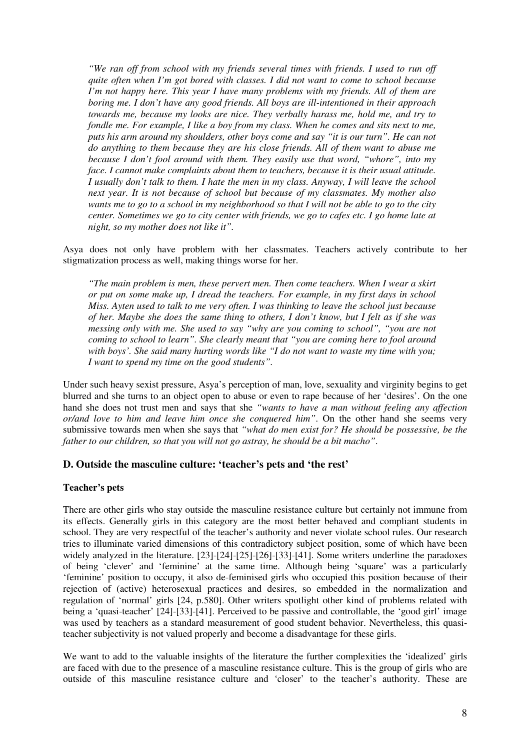*"We ran off from school with my friends several times with friends. I used to run off quite often when I'm got bored with classes. I did not want to come to school because I'm not happy here. This year I have many problems with my friends. All of them are boring me. I don't have any good friends. All boys are ill-intentioned in their approach towards me, because my looks are nice. They verbally harass me, hold me, and try to fondle me. For example, I like a boy from my class. When he comes and sits next to me, puts his arm around my shoulders, other boys come and say "it is our turn". He can not do anything to them because they are his close friends. All of them want to abuse me because I don't fool around with them. They easily use that word, "whore", into my face. I cannot make complaints about them to teachers, because it is their usual attitude. I usually don't talk to them. I hate the men in my class. Anyway, I will leave the school next year. It is not because of school but because of my classmates. My mother also wants me to go to a school in my neighborhood so that I will not be able to go to the city center. Sometimes we go to city center with friends, we go to cafes etc. I go home late at night, so my mother does not like it".*

Asya does not only have problem with her classmates. Teachers actively contribute to her stigmatization process as well, making things worse for her.

*"The main problem is men, these pervert men. Then come teachers. When I wear a skirt or put on some make up, I dread the teachers. For example, in my first days in school Miss. Ayten used to talk to me very often. I was thinking to leave the school just because of her. Maybe she does the same thing to others, I don't know, but I felt as if she was messing only with me. She used to say "why are you coming to school", "you are not coming to school to learn". She clearly meant that "you are coming here to fool around with boys'. She said many hurting words like "I do not want to waste my time with you; I want to spend my time on the good students".*

Under such heavy sexist pressure, Asya's perception of man, love, sexuality and virginity begins to get blurred and she turns to an object open to abuse or even to rape because of her 'desires'. On the one hand she does not trust men and says that she *"wants to have a man without feeling any affection or/and love to him and leave him once she conquered him"*. On the other hand she seems very submissive towards men when she says that *"what do men exist for? He should be possessive, be the father to our children, so that you will not go astray, he should be a bit macho"*.

### D. Outside the masculine culture: 'teacher's pets and 'the rest'

**Teacher's pets**

There are other girls who stay outside the masculine resistance culture but certainly not immune from its effects. Generally girls in this category are the most better behaved and compliant students in school. They are very respectful of the teacher's authority and never violate school rules. Our research tries to illuminate varied dimensions of this contradictory subject position, some of which have been widely analyzed in the literature. [23]-[24]-[25]-[26]-[33]-[41]. Some writers underline the paradoxes of being 'clever' and 'feminine' at the same time. Although being 'square' was a particularly 'feminine' position to occupy, it also de-feminised girls who occupied this position because of their rejection of (active) heterosexual practices and desires, so embedded in the normalization and regulation of 'normal' girls [24, p.580]. Other writers spotlight other kind of problems related with being a 'quasi-teacher' [24]-[33]-[41]. Perceived to be passive and controllable, the 'good girl' image was used by teachers as a standard measurement of good student behavior. Nevertheless, this quasi-teacher subjectivity is not valued properly and become a disadvantage for these girls.

We want to add to the valuable insights of the literature the further complexities the 'idealized' girls are faced with due to the presence of a masculine resistance culture. This is the group of girls who are outside of this masculine resistance culture and 'closer' to the teacher's authority. These are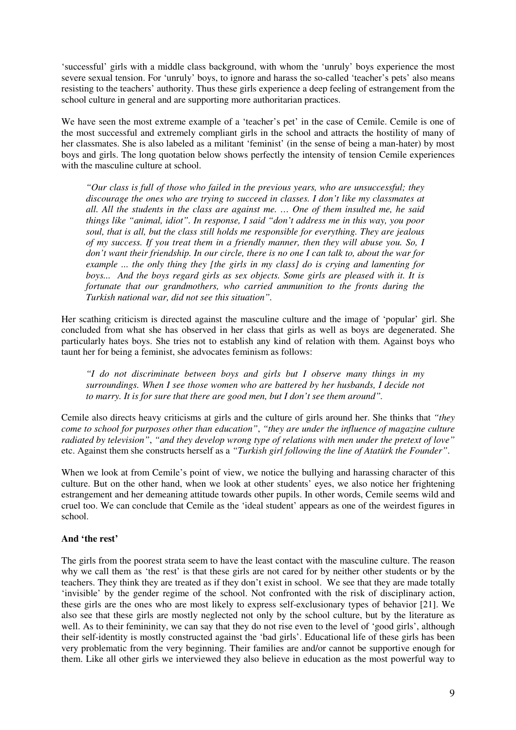'successful' girls with a middle class background, with whom the 'unruly' boys experience the most severe sexual tension. For 'unruly' boys, to ignore and harass the so-called 'teacher's pets' also means resisting to the teachers' authority. Thus these girls experience a deep feeling of estrangement from the school culture in general and are supporting more authoritarian practices.

We have seen the most extreme example of a 'teacher's pet' in the case of Cemile. Cemile is one of the most successful and extremely compliant girls in the school and attracts the hostility of many of her classmates. She is also labeled as a militant 'feminist' (in the sense of being a man-hater) by most boys and girls. The long quotation below shows perfectly the intensity of tension Cemile experiences with the masculine culture at school.

> *"Our class is full of those who failed in the previous years, who are unsuccessful; they discourage the ones who are trying to succeed in classes. I don't like my classmates at all. All the students in the class are against me. … One of them insulted me, he said things like "animal, idiot". In response, I said "don't address me in this way, you poor soul, that is all, but the class still holds me responsible for everything. They are jealous of my success. If you treat them in a friendly manner, then they will abuse you. So, I don't want their friendship. In our circle, there is no one I can talk to, about the war for example ... the only thing they [the girls in my class] do is crying and lamenting for boys... And the boys regard girls as sex objects. Some girls are pleased with it. It is fortunate that our grandmothers, who carried ammunition to the fronts during the Turkish national war, did not see this situation".*

Her scathing criticism is directed against the masculine culture and the image of 'popular' girl. She concluded from what she has observed in her class that girls as well as boys are degenerated. She particularly hates boys. She tries not to establish any kind of relation with them. Against boys who taunt her for being a feminist, she advocates feminism as follows:

> *"I do not discriminate between boys and girls but I observe many things in my surroundings. When I see those women who are battered by her husbands, I decide not to marry. It is for sure that there are good men, but I don't see them around".*

Cemile also directs heavy criticisms at girls and the culture of girls around her. She thinks that *"they come to school for purposes other than education"*, *"they are under the influence of magazine culture radiated by television"*, *"and they develop wrong type of relations with men under the pretext of love"* etc. Against them she constructs herself as a *"Turkish girl following the line of Atatürk the Founder"*.

When we look at from Cemile's point of view, we notice the bullying and harassing character of this culture. But on the other hand, when we look at other students' eyes, we also notice her frightening estrangement and her demeaning attitude towards other pupils. In other words, Cemile seems wild and cruel too. We can conclude that Cemile as the 'ideal student' appears as one of the weirdest figures in school.

**And 'the rest'**

The girls from the poorest strata seem to have the least contact with the masculine culture. The reason why we call them as 'the rest' is that these girls are not cared for by neither other students or by the teachers. They think they are treated as if they don't exist in school. We see that they are made totally 'invisible' by the gender regime of the school. Not confronted with the risk of disciplinary action, these girls are the ones who are most likely to express self-exclusionary types of behavior [21]. We also see that these girls are mostly neglected not only by the school culture, but by the literature as well. As to their femininity, we can say that they do not rise even to the level of 'good girls', although their self-identity is mostly constructed against the 'bad girls'. Educational life of these girls has been very problematic from the very beginning. Their families are and/or cannot be supportive enough for them. Like all other girls we interviewed they also believe in education as the most powerful way to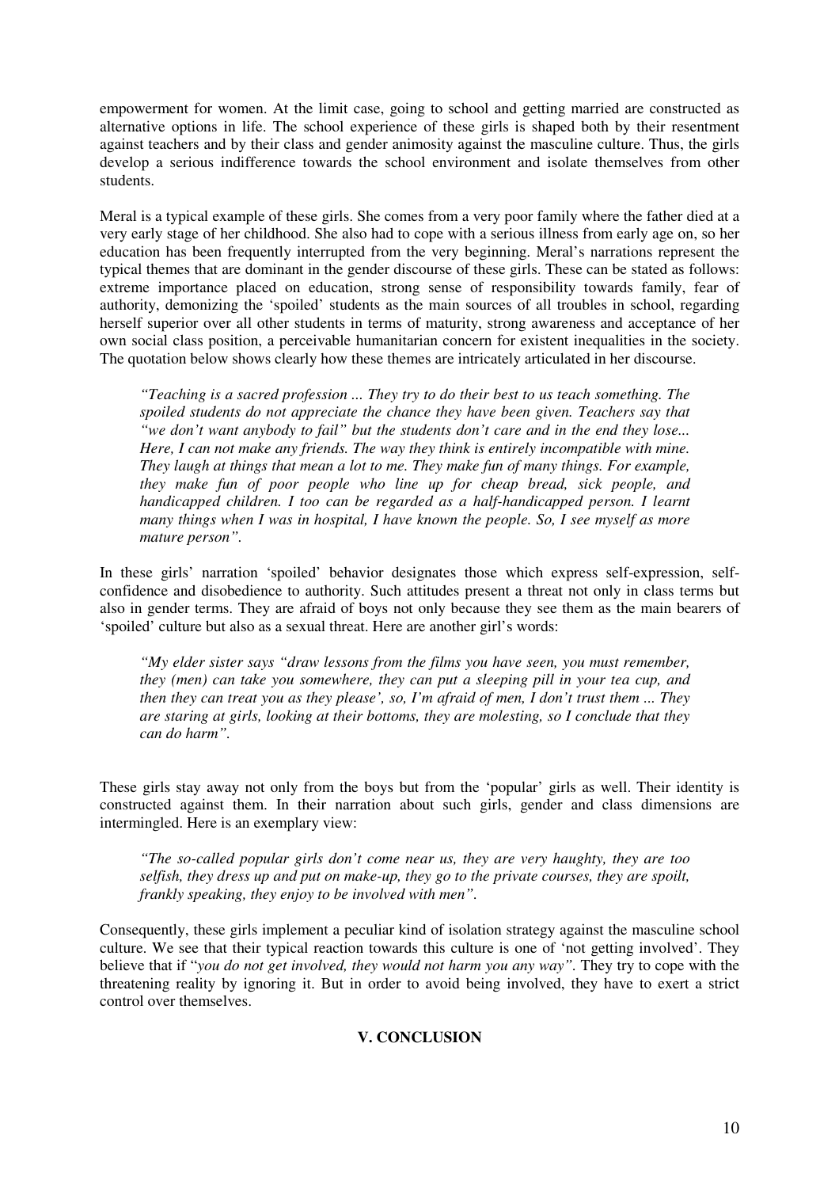empowerment for women. At the limit case, going to school and getting married are constructed as alternative options in life. The school experience of these girls is shaped both by their resentment against teachers and by their class and gender animosity against the masculine culture. Thus, the girls develop a serious indifference towards the school environment and isolate themselves from other students.

Meral is a typical example of these girls. She comes from a very poor family where the father died at a very early stage of her childhood. She also had to cope with a serious illness from early age on, so her education has been frequently interrupted from the very beginning. Meral's narrations represent the typical themes that are dominant in the gender discourse of these girls. These can be stated as follows: extreme importance placed on education, strong sense of responsibility towards family, fear of authority, demonizing the 'spoiled' students as the main sources of all troubles in school, regarding herself superior over all other students in terms of maturity, strong awareness and acceptance of her own social class position, a perceivable humanitarian concern for existent inequalities in the society. The quotation below shows clearly how these themes are intricately articulated in her discourse.

> *"Teaching is a sacred profession ... They try to do their best to us teach something. The spoiled students do not appreciate the chance they have been given. Teachers say that "we don't want anybody to fail" but the students don't care and in the end they lose... Here, I can not make any friends. The way they think is entirely incompatible with mine. They laugh at things that mean a lot to me. They make fun of many things. For example, they make fun of poor people who line up for cheap bread, sick people, and handicapped children. I too can be regarded as a half-handicapped person. I learnt many things when I was in hospital, I have known the people. So, I see myself as more mature person".*

In these girls' narration 'spoiled' behavior designates those which express self-expression, self-confidence and disobedience to authority. Such attitudes present a threat not only in class terms but also in gender terms. They are afraid of boys not only because they see them as the main bearers of 'spoiled' culture but also as a sexual threat. Here are another girl's words:

> *"My elder sister says "draw lessons from the films you have seen, you must remember, they (men) can take you somewhere, they can put a sleeping pill in your tea cup, and then they can treat you as they please', so, I'm afraid of men, I don't trust them ... They are staring at girls, looking at their bottoms, they are molesting, so I conclude that they can do harm".*

These girls stay away not only from the boys but from the 'popular' girls as well. Their identity is constructed against them. In their narration about such girls, gender and class dimensions are intermingled. Here is an exemplary view:

> *"The so-called popular girls don't come near us, they are very haughty, they are too selfish, they dress up and put on make-up, they go to the private courses, they are spoilt, frankly speaking, they enjoy to be involved with men".*

Consequently, these girls implement a peculiar kind of isolation strategy against the masculine school culture. We see that their typical reaction towards this culture is one of 'not getting involved'. They believe that if "*you do not get involved, they would not harm you any way"*. They try to cope with the threatening reality by ignoring it. But in order to avoid being involved, they have to exert a strict control over themselves.

## V. CONCLUSION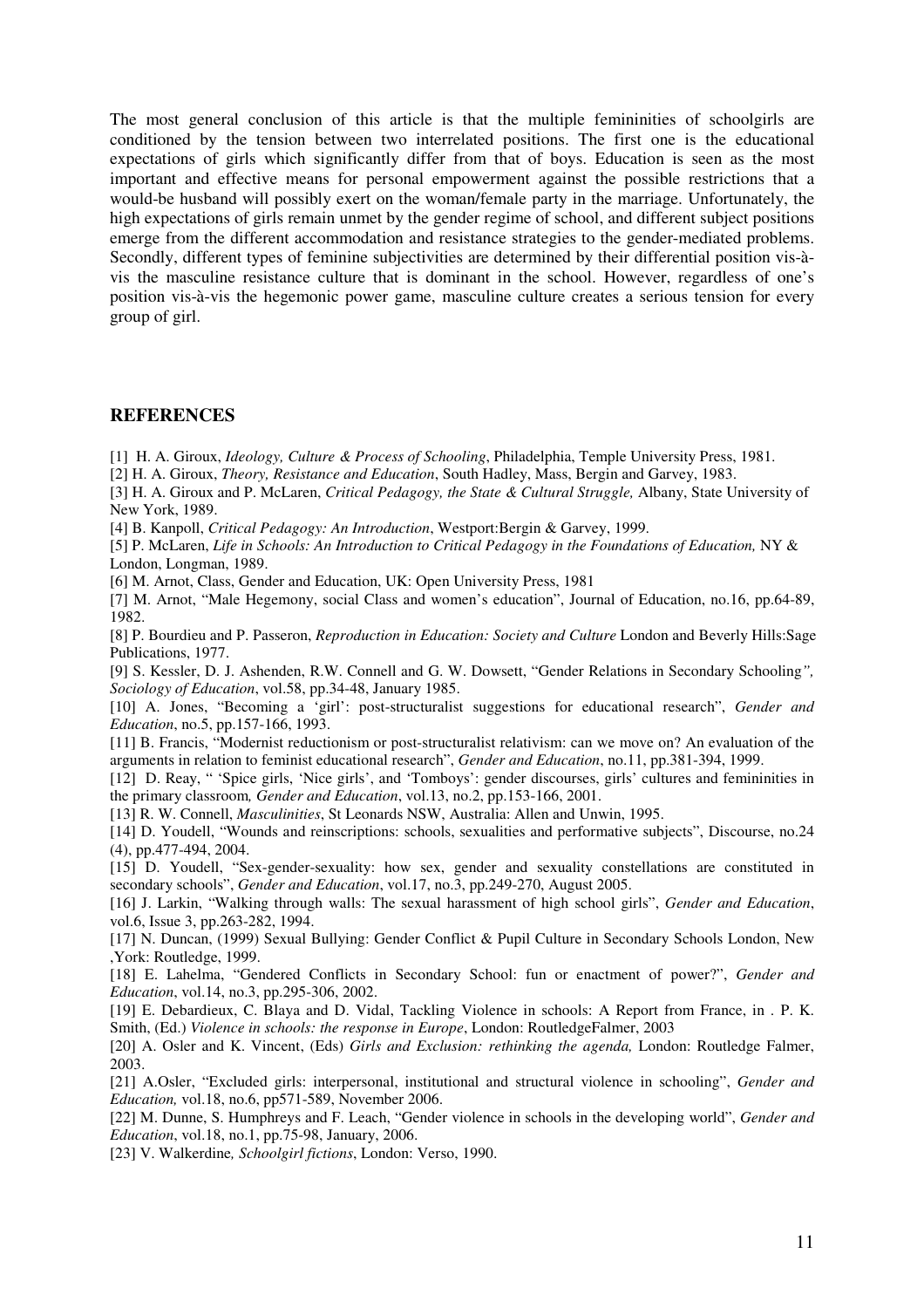The most general conclusion of this article is that the multiple femininities of schoolgirls are conditioned by the tension between two interrelated positions. The first one is the educational expectations of girls which significantly differ from that of boys. Education is seen as the most important and effective means for personal empowerment against the possible restrictions that a would-be husband will possibly exert on the woman/female party in the marriage. Unfortunately, the high expectations of girls remain unmet by the gender regime of school, and different subject positions emerge from the different accommodation and resistance strategies to the gender-mediated problems. Secondly, different types of feminine subjectivities are determined by their differential position vis-à-vis the masculine resistance culture that is dominant in the school. However, regardless of one's position vis-à-vis the hegemonic power game, masculine culture creates a serious tension for every group of girl.

## REFERENCES

[1] H. A. Giroux, *Ideology, Culture & Process of Schooling*, Philadelphia, Temple University Press, 1981.

[2] H. A. Giroux, *Theory, Resistance and Education*, South Hadley, Mass, Bergin and Garvey, 1983.

[3] H. A. Giroux and P. McLaren, *Critical Pedagogy, the State & Cultural Struggle,* Albany, State University of New York, 1989.

[4] B. Kanpoll, *Critical Pedagogy: An Introduction*, Westport:Bergin & Garvey, 1999.

[5] P. McLaren, *Life in Schools: An Introduction to Critical Pedagogy in the Foundations of Education,* NY & London, Longman, 1989.

[6] M. Arnot, Class, Gender and Education, UK: Open University Press, 1981

[7] M. Arnot, "Male Hegemony, social Class and women's education", Journal of Education, no.16, pp.64-89, 1982.

[8] P. Bourdieu and P. Passeron, *Reproduction in Education: Society and Culture* London and Beverly Hills:Sage Publications, 1977.

[9] S. Kessler, D. J. Ashenden, R.W. Connell and G. W. Dowsett, "Gender Relations in Secondary Schooling*", Sociology of Education*, vol.58, pp.34-48, January 1985.

[10] A. Jones, "Becoming a 'girl': post-structuralist suggestions for educational research", *Gender and Education*, no.5, pp.157-166, 1993.

[11] B. Francis, "Modernist reductionism or post-structuralist relativism: can we move on? An evaluation of the arguments in relation to feminist educational research", *Gender and Education*, no.11, pp.381-394, 1999.

[12] D. Reay, " 'Spice girls, 'Nice girls', and 'Tomboys': gender discourses, girls' cultures and femininities in the primary classroom*, Gender and Education*, vol.13, no.2, pp.153-166, 2001.

[13] R. W. Connell, *Masculinities*, St Leonards NSW, Australia: Allen and Unwin, 1995.

[14] D. Youdell, "Wounds and reinscriptions: schools, sexualities and performative subjects", Discourse, no.24 (4), pp.477-494, 2004.

[15] D. Youdell, "Sex-gender-sexuality: how sex, gender and sexuality constellations are constituted in secondary schools", *Gender and Education*, vol.17, no.3, pp.249-270, August 2005.

[16] J. Larkin, "Walking through walls: The sexual harassment of high school girls", *Gender and Education*, vol.6, Issue 3, pp.263-282, 1994.

[17] N. Duncan, (1999) Sexual Bullying: Gender Conflict & Pupil Culture in Secondary Schools London, New ,York: Routledge, 1999.

[18] E. Lahelma, "Gendered Conflicts in Secondary School: fun or enactment of power?", *Gender and Education*, vol.14, no.3, pp.295-306, 2002.

[19] E. Debardieux, C. Blaya and D. Vidal, Tackling Violence in schools: A Report from France, in . P. K. Smith, (Ed.) *Violence in schools: the response in Europe*, London: RoutledgeFalmer, 2003

[20] A. Osler and K. Vincent, (Eds) *Girls and Exclusion: rethinking the agenda,* London: Routledge Falmer, 2003.

[21] A.Osler, "Excluded girls: interpersonal, institutional and structural violence in schooling", *Gender and Education,* vol.18, no.6, pp571-589, November 2006.

[22] M. Dunne, S. Humphreys and F. Leach, "Gender violence in schools in the developing world", *Gender and Education*, vol.18, no.1, pp.75-98, January, 2006.

[23] V. Walkerdine*, Schoolgirl fictions*, London: Verso, 1990.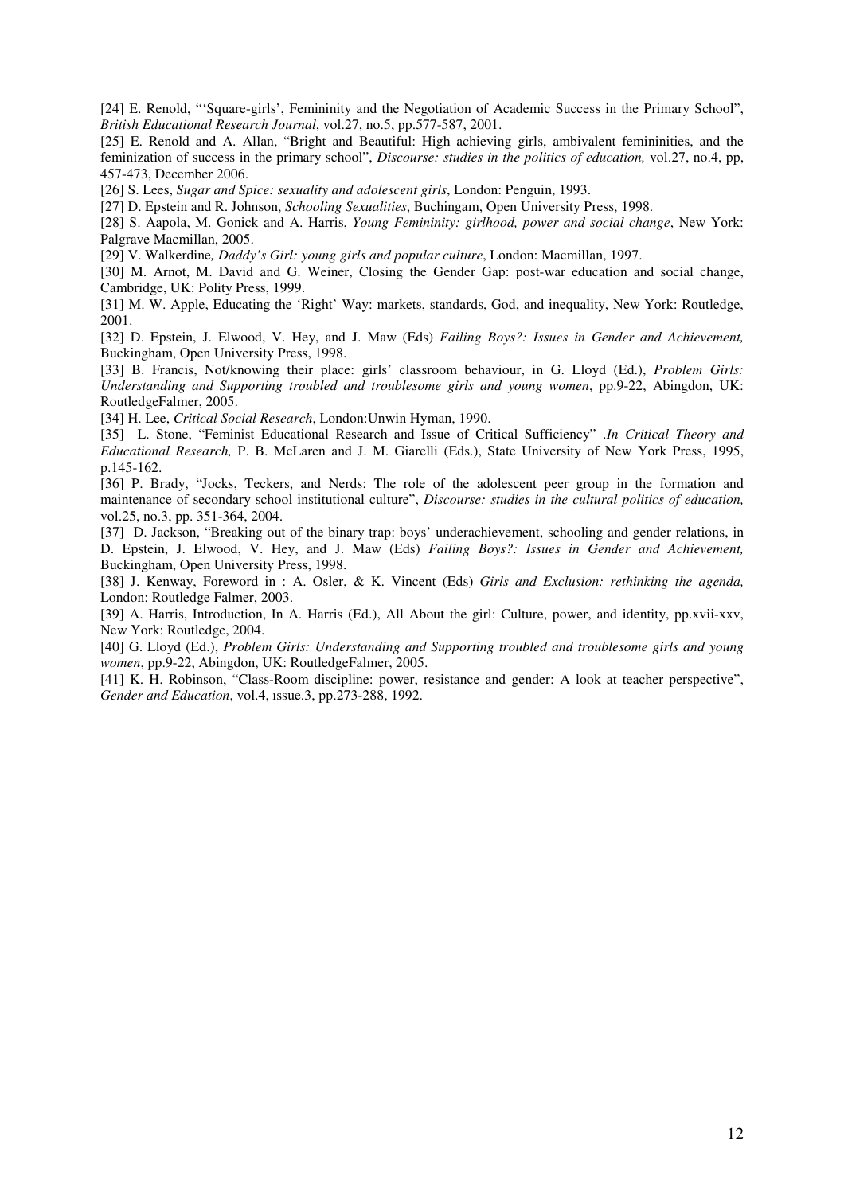[24] E. Renold, "'Square-girls', Femininity and the Negotiation of Academic Success in the Primary School", *British Educational Research Journal*, vol.27, no.5, pp.577-587, 2001.

[25] E. Renold and A. Allan, "Bright and Beautiful: High achieving girls, ambivalent femininities, and the feminization of success in the primary school", *Discourse: studies in the politics of education,* vol.27, no.4, pp, 457-473, December 2006.

[26] S. Lees, *Sugar and Spice: sexuality and adolescent girls*, London: Penguin, 1993.

[27] D. Epstein and R. Johnson, *Schooling Sexualities*, Buchingam, Open University Press, 1998.

[28] S. Aapola, M. Gonick and A. Harris, *Young Femininity: girlhood, power and social change*, New York: Palgrave Macmillan, 2005.

[29] V. Walkerdine*, Daddy's Girl: young girls and popular culture*, London: Macmillan, 1997.

[30] M. Arnot, M. David and G. Weiner, Closing the Gender Gap: post-war education and social change, Cambridge, UK: Polity Press, 1999.

[31] M. W. Apple, Educating the 'Right' Way: markets, standards, God, and inequality, New York: Routledge, 2001.

[32] D. Epstein, J. Elwood, V. Hey, and J. Maw (Eds) *Failing Boys?: Issues in Gender and Achievement,* Buckingham, Open University Press, 1998.

[33] B. Francis, Not/knowing their place: girls' classroom behaviour, in G. Lloyd (Ed.), *Problem Girls: Understanding and Supporting troubled and troublesome girls and young women*, pp.9-22, Abingdon, UK: RoutledgeFalmer, 2005.

[34] H. Lee, *Critical Social Research*, London:Unwin Hyman, 1990.

[35] L. Stone, "Feminist Educational Research and Issue of Critical Sufficiency" .*In Critical Theory and Educational Research,* P. B. McLaren and J. M. Giarelli (Eds.), State University of New York Press, 1995, p.145-162.

[36] P. Brady, "Jocks, Teckers, and Nerds: The role of the adolescent peer group in the formation and maintenance of secondary school institutional culture", *Discourse: studies in the cultural politics of education,* vol.25, no.3, pp. 351-364, 2004.

[37] D. Jackson, "Breaking out of the binary trap: boys' underachievement, schooling and gender relations, in D. Epstein, J. Elwood, V. Hey, and J. Maw (Eds) *Failing Boys?: Issues in Gender and Achievement,* Buckingham, Open University Press, 1998.

[38] J. Kenway, Foreword in : A. Osler, & K. Vincent (Eds) *Girls and Exclusion: rethinking the agenda,* London: Routledge Falmer, 2003.

[39] A. Harris, Introduction, In A. Harris (Ed.), All About the girl: Culture, power, and identity, pp.xvii-xxv, New York: Routledge, 2004.

[40] G. Lloyd (Ed.), *Problem Girls: Understanding and Supporting troubled and troublesome girls and young women*, pp.9-22, Abingdon, UK: RoutledgeFalmer, 2005.

[41] K. H. Robinson, "Class-Room discipline: power, resistance and gender: A look at teacher perspective", *Gender and Education*, vol.4, ıssue.3, pp.273-288, 1992.